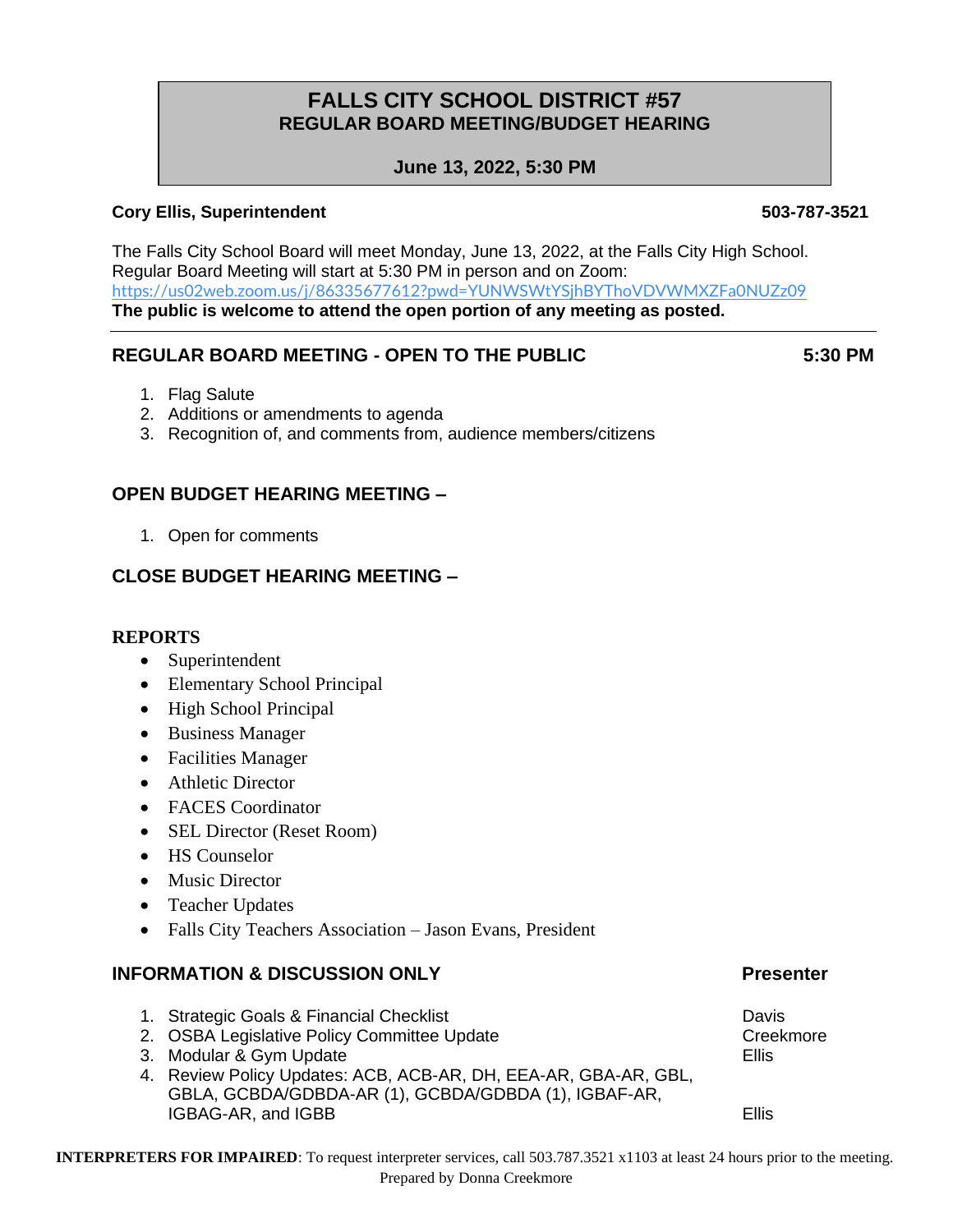# FALLS CITY SCHOOL DISTRICT #57

## REGULAR BOARD MEETING/BUDGET HEARING

**June 13, 2022, 5:30 PM**

**Cory Ellis, Superintendent** **503-787-3521**

The Falls City School Board will meet Monday, June 13, 2022, at the Falls City High School. Regular Board Meeting will start at 5:30 PM in person and on Zoom: https://us02web.zoom.us/j/86335677612?pwd=YUNWSWtYSjhBYThoVDVWMXZFa0NUZz09

**The public is welcome to attend the open portion of any meeting as posted.**

---

## REGULAR BOARD MEETING - OPEN TO THE PUBLIC 5:30 PM

1. Flag Salute
2. Additions or amendments to agenda
3. Recognition of, and comments from, audience members/citizens

## OPEN BUDGET HEARING MEETING –

1. Open for comments

## CLOSE BUDGET HEARING MEETING –

## REPORTS

- Superintendent
- Elementary School Principal
- High School Principal
- Business Manager
- Facilities Manager
- Athletic Director
- FACES Coordinator
- SEL Director (Reset Room)
- HS Counselor
- Music Director
- Teacher Updates
- Falls City Teachers Association – Jason Evans, President

## INFORMATION & DISCUSSION ONLY

| Item | Presenter |
|---|---|
| 1. Strategic Goals & Financial Checklist | Davis |
| 2. OSBA Legislative Policy Committee Update | Creekmore |
| 3. Modular & Gym Update | Ellis |
| 4. Review Policy Updates: ACB, ACB-AR, DH, EEA-AR, GBA-AR, GBL, GBLA, GCBDA/GDBDA-AR (1), GCBDA/GDBDA (1), IGBAF-AR, IGBAG-AR, and IGBB | Ellis |

**INTERPRETERS FOR IMPAIRED**: To request interpreter services, call 503.787.3521 x1103 at least 24 hours prior to the meeting.

Prepared by Donna Creekmore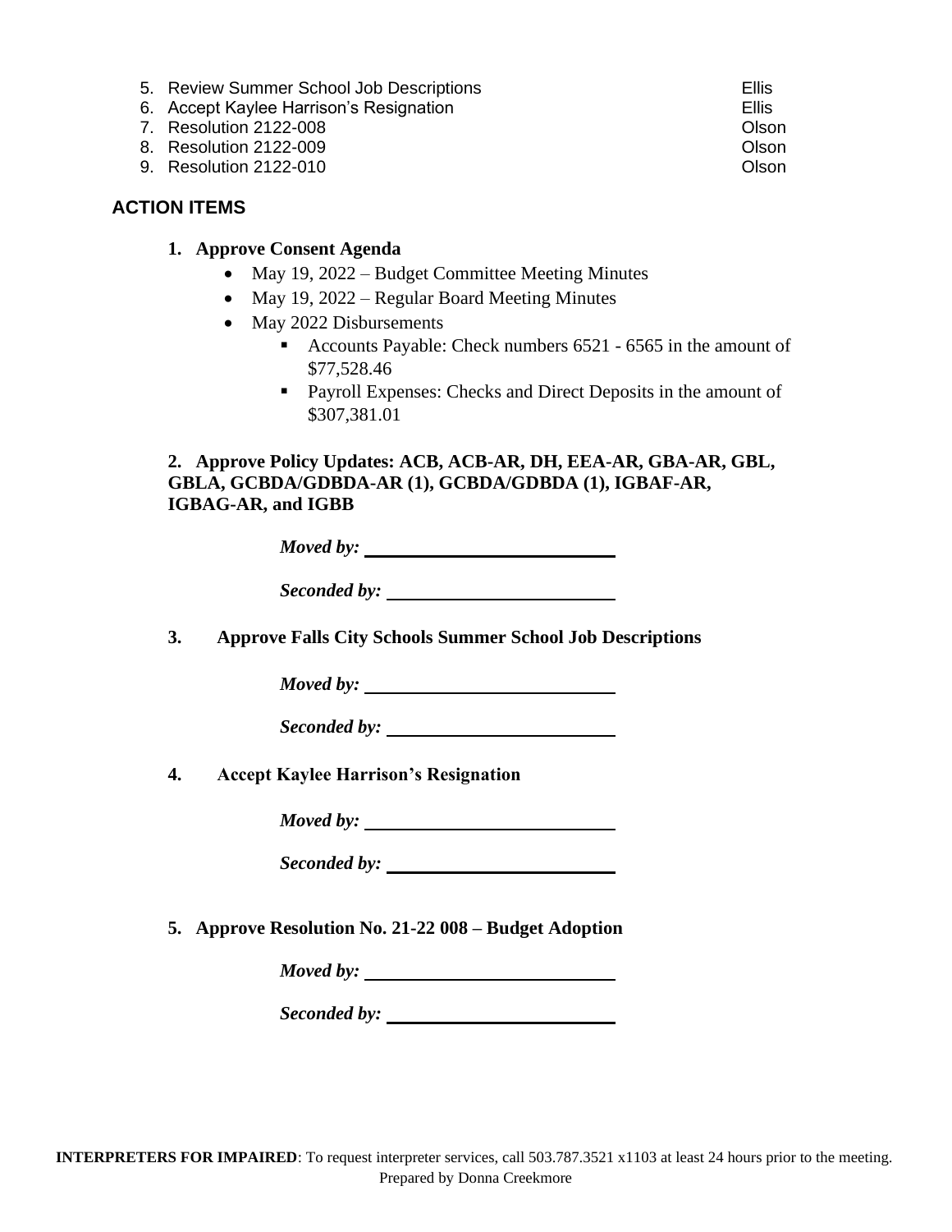5. Review Summer School Job Descriptions — Ellis
6. Accept Kaylee Harrison's Resignation — Ellis
7. Resolution 2122-008 — Olson
8. Resolution 2122-009 — Olson
9. Resolution 2122-010 — Olson

## ACTION ITEMS

**1. Approve Consent Agenda**

- May 19, 2022 – Budget Committee Meeting Minutes
- May 19, 2022 – Regular Board Meeting Minutes
- May 2022 Disbursements
  - Accounts Payable: Check numbers 6521 - 6565 in the amount of $77,528.46
  - Payroll Expenses: Checks and Direct Deposits in the amount of $307,381.01

**2. Approve Policy Updates: ACB, ACB-AR, DH, EEA-AR, GBA-AR, GBL, GBLA, GCBDA/GDBDA-AR (1), GCBDA/GDBDA (1), IGBAF-AR, IGBAG-AR, and IGBB**

***Moved by:*** ____________________

***Seconded by:*** ____________________

**3. Approve Falls City Schools Summer School Job Descriptions**

***Moved by:*** ____________________

***Seconded by:*** ____________________

**4. Accept Kaylee Harrison's Resignation**

***Moved by:*** ____________________

***Seconded by:*** ____________________

**5. Approve Resolution No. 21-22 008 – Budget Adoption**

***Moved by:*** ____________________

***Seconded by:*** ____________________

**INTERPRETERS FOR IMPAIRED**: To request interpreter services, call 503.787.3521 x1103 at least 24 hours prior to the meeting.
Prepared by Donna Creekmore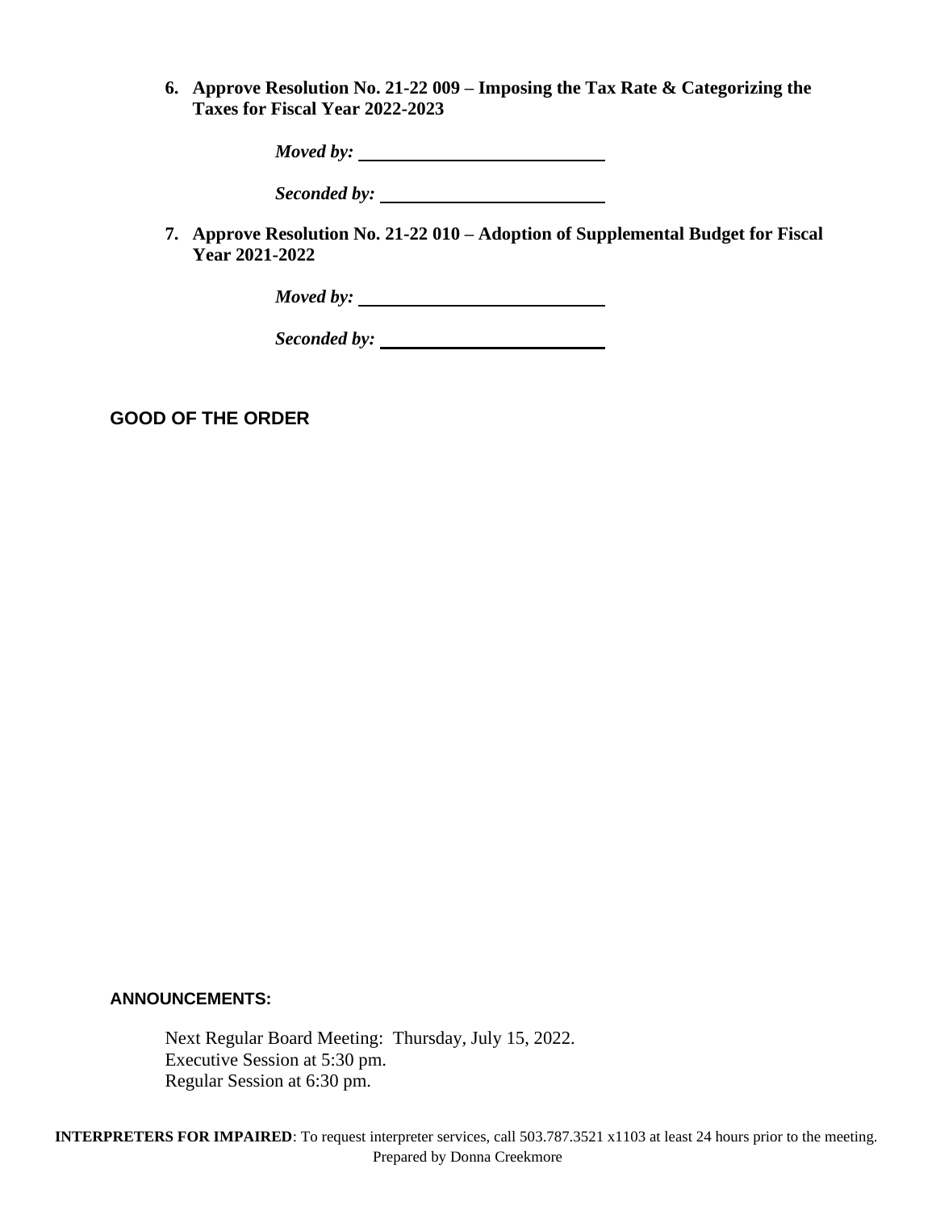6. **Approve Resolution No. 21-22 009 – Imposing the Tax Rate & Categorizing the Taxes for Fiscal Year 2022-2023**

   ***Moved by:*** ____________________________

   ***Seconded by:*** __________________________

7. **Approve Resolution No. 21-22 010 – Adoption of Supplemental Budget for Fiscal Year 2021-2022**

   ***Moved by:*** ____________________________

   ***Seconded by:*** __________________________

## GOOD OF THE ORDER

## ANNOUNCEMENTS:

Next Regular Board Meeting: Thursday, July 15, 2022.
Executive Session at 5:30 pm.
Regular Session at 6:30 pm.

**INTERPRETERS FOR IMPAIRED**: To request interpreter services, call 503.787.3521 x1103 at least 24 hours prior to the meeting.

Prepared by Donna Creekmore